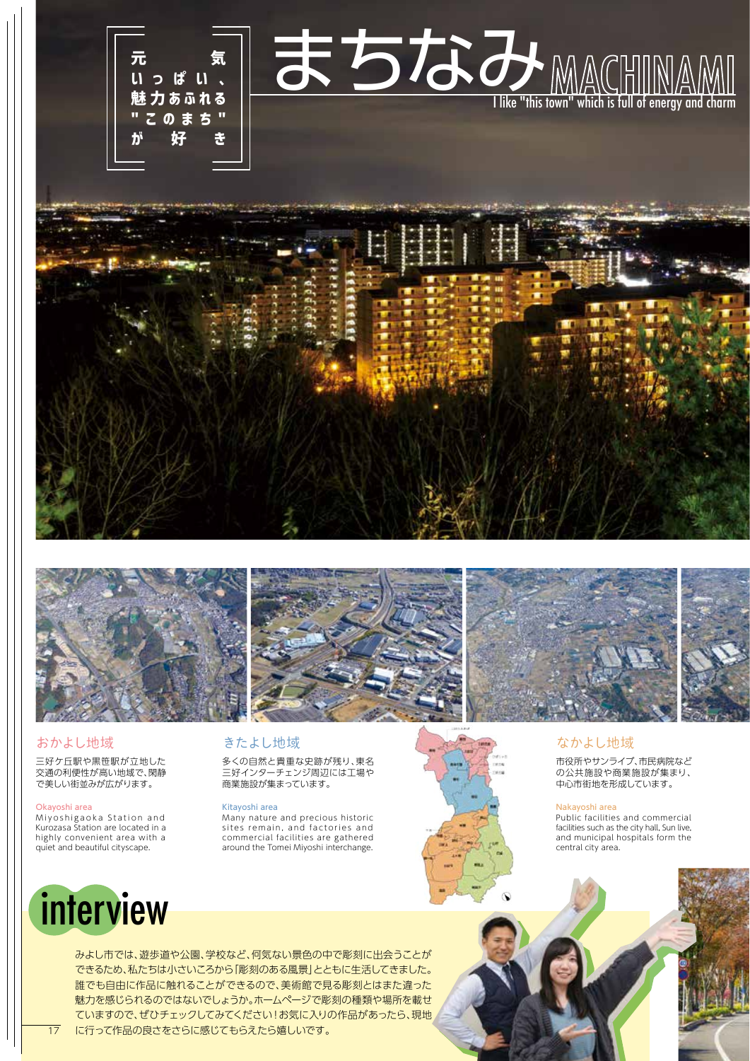# まちなみ MACHINAMI

元気いっぱい、魅力あふれる"このまち"が好き

I like "this town" which is full of energy and charm

## おかよし地域

三好ケ丘駅や黒笹駅が立地した交通の利便性が高い地域で、閑静で美しい街並みが広がります。

Okayoshi area

Miyoshigaoka Station and Kurozasa Station are located in a highly convenient area with a quiet and beautiful cityscape.

## きたよし地域

多くの自然と貴重な史跡が残り、東名三好インターチェンジ周辺には工場や商業施設が集まっています。

Kitayoshi area

Many nature and precious historic sites remain, and factories and commercial facilities are gathered around the Tomei Miyoshi interchange.

## なかよし地域

市役所やサンライブ、市民病院などの公共施設や商業施設が集まり、中心市街地を形成しています。

Nakayoshi area

Public facilities and commercial facilities such as the city hall, Sun live, and municipal hospitals form the central city area.

## interview

みよし市では、遊歩道や公園、学校など、何気ない景色の中で彫刻に出会うことができるため、私たちは小さいころから「彫刻のある風景」とともに生活してきました。誰でも自由に作品に触れることができるので、美術館で見る彫刻とはまた違った魅力を感じられるのではないでしょうか。ホームページで彫刻の種類や場所を載せていますので、ぜひチェックしてみてください！お気に入りの作品があったら、現地に行って作品の良さをさらに感じてもらえたら嬉しいです。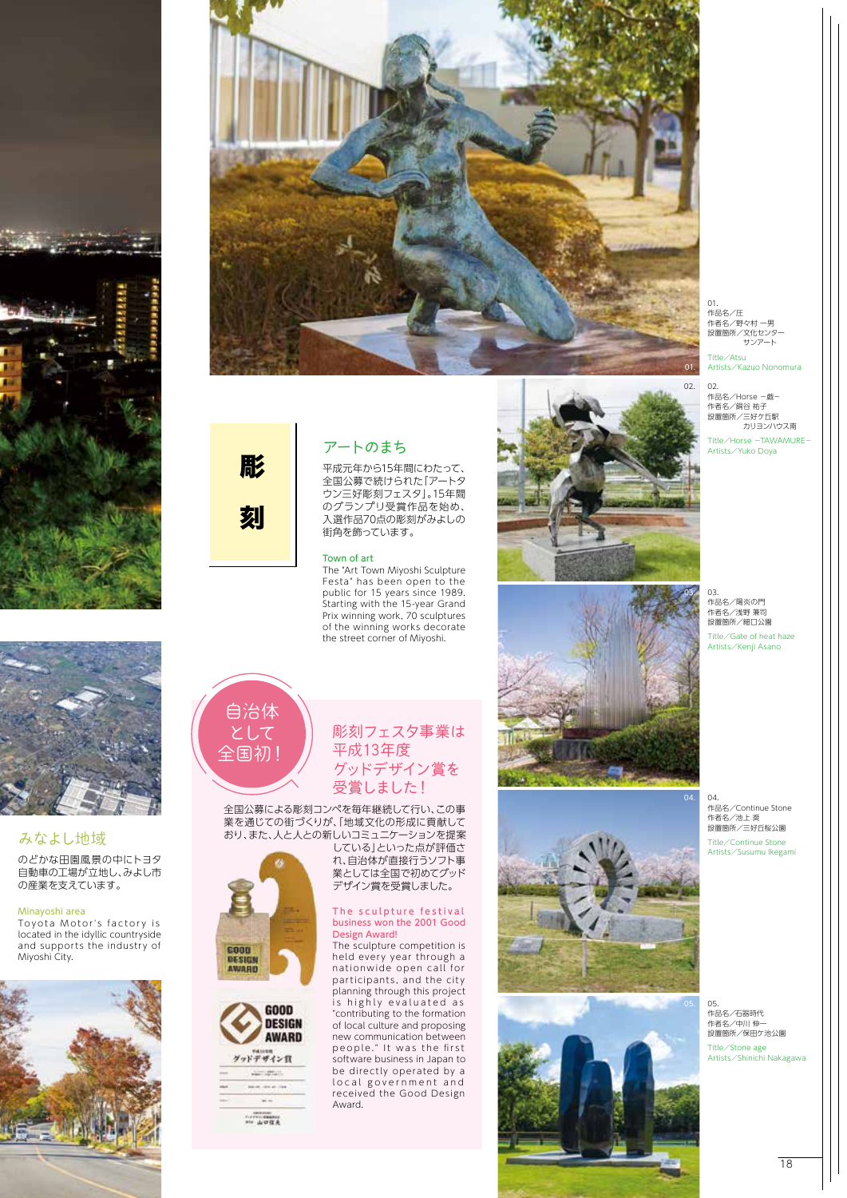## 彫刻

### アートのまち

平成元年から15年間にわたって、全国公募で続けられた「アートタウン三好彫刻フェスタ」。15年間のグランプリ受賞作品を始め、入選作品70点の彫刻がみよしの街角を飾っています。

### Town of art

The "Art Town Miyoshi Sculpture Festa" has been open to the public for 15 years since 1989. Starting with the 15-year Grand Prix winning work, 70 sculptures of the winning works decorate the street corner of Miyoshi.

自治体として全国初！

### 彫刻フェスタ事業は平成13年度グッドデザイン賞を受賞しました！

全国公募による彫刻コンペを毎年継続して行い、この事業を通じての街づくりが、「地域文化の形成に貢献しており、また、人と人との新しいコミュニケーションを提案している」といった点が評価され、自治体が直接行うソフト事業としては全国で初めてグッドデザイン賞を受賞しました。

### The sculpture festival business won the 2001 Good Design Award!

The sculpture competition is held every year through a nationwide open call for participants, and the city planning through this project is highly evaluated as "contributing to the formation of local culture and proposing new communication between people." It was the first software business in Japan to be directly operated by a local government and received the Good Design Award.

GOOD DESIGN AWARD

GOOD DESIGN AWARD
グッドデザイン賞

01.
作品名／圧
作者名／野々村 一男
設置箇所／文化センター サンアート

Title／Atsu
Artists／Kazuo Nonomura

02.
作品名／Horse －戯－
作者名／銅谷 祐子
設置箇所／三好ケ丘駅 カリヨンハウス南

Title／Horse －TAWAMURE－
Artists／Yuko Doya

03.
作品名／陽炎の門
作者名／浅野 兼司
設置箇所／細口公園

Title／Gate of heat haze
Artists／Kenji Asano

04.
作品名／Continue Stone
作者名／池上 奨
設置箇所／三好丘桜公園

Title／Continue Stone
Artists／Susumu Ikegami

05.
作品名／石器時代
作者名／中川 伸一
設置箇所／保田ケ池公園

Title／Stone age
Artists／Shinichi Nakagawa

### みなよし地域

のどかな田園風景の中にトヨタ自動車の工場が立地し、みよし市の産業を支えています。

### Minayoshi area

Toyota Motor's factory is located in the idyllic countryside and supports the industry of Miyoshi City.